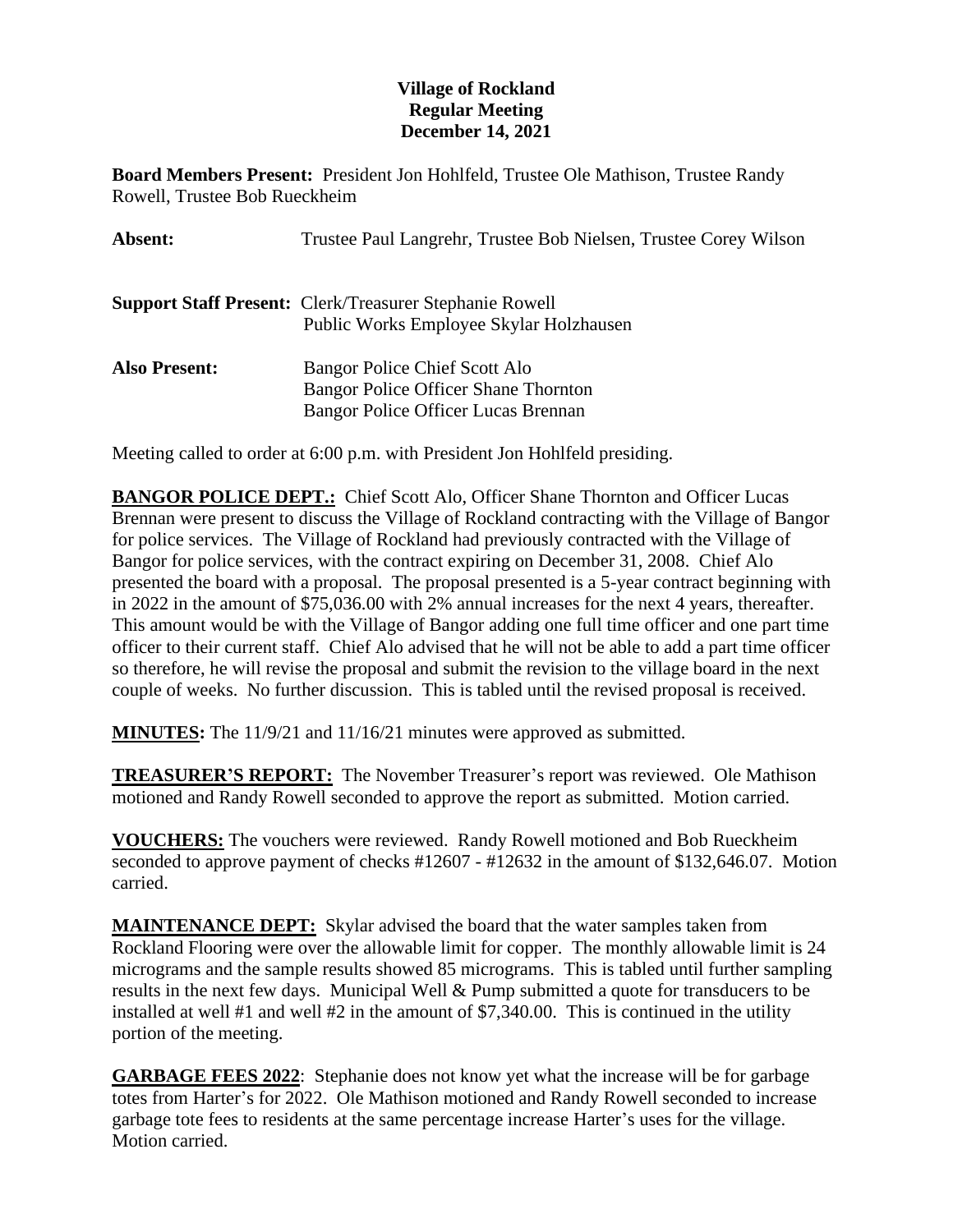# Village of Rockland
## Regular Meeting
## December 14, 2021

**Board Members Present:** President Jon Hohlfeld, Trustee Ole Mathison, Trustee Randy Rowell, Trustee Bob Rueckheim

**Absent:** Trustee Paul Langrehr, Trustee Bob Nielsen, Trustee Corey Wilson

**Support Staff Present:** Clerk/Treasurer Stephanie Rowell
Public Works Employee Skylar Holzhausen

**Also Present:** Bangor Police Chief Scott Alo
Bangor Police Officer Shane Thornton
Bangor Police Officer Lucas Brennan

Meeting called to order at 6:00 p.m. with President Jon Hohlfeld presiding.

**BANGOR POLICE DEPT.:** Chief Scott Alo, Officer Shane Thornton and Officer Lucas Brennan were present to discuss the Village of Rockland contracting with the Village of Bangor for police services. The Village of Rockland had previously contracted with the Village of Bangor for police services, with the contract expiring on December 31, 2008. Chief Alo presented the board with a proposal. The proposal presented is a 5-year contract beginning with in 2022 in the amount of $75,036.00 with 2% annual increases for the next 4 years, thereafter. This amount would be with the Village of Bangor adding one full time officer and one part time officer to their current staff. Chief Alo advised that he will not be able to add a part time officer so therefore, he will revise the proposal and submit the revision to the village board in the next couple of weeks. No further discussion. This is tabled until the revised proposal is received.

**MINUTES:** The 11/9/21 and 11/16/21 minutes were approved as submitted.

**TREASURER'S REPORT:** The November Treasurer's report was reviewed. Ole Mathison motioned and Randy Rowell seconded to approve the report as submitted. Motion carried.

**VOUCHERS:** The vouchers were reviewed. Randy Rowell motioned and Bob Rueckheim seconded to approve payment of checks #12607 - #12632 in the amount of $132,646.07. Motion carried.

**MAINTENANCE DEPT:** Skylar advised the board that the water samples taken from Rockland Flooring were over the allowable limit for copper. The monthly allowable limit is 24 micrograms and the sample results showed 85 micrograms. This is tabled until further sampling results in the next few days. Municipal Well & Pump submitted a quote for transducers to be installed at well #1 and well #2 in the amount of $7,340.00. This is continued in the utility portion of the meeting.

**GARBAGE FEES 2022**: Stephanie does not know yet what the increase will be for garbage totes from Harter's for 2022. Ole Mathison motioned and Randy Rowell seconded to increase garbage tote fees to residents at the same percentage increase Harter's uses for the village. Motion carried.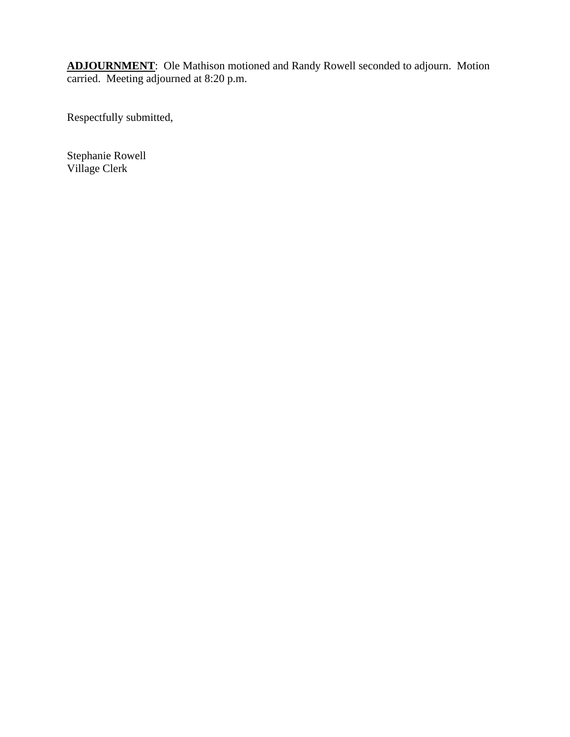**ADJOURNMENT**: Ole Mathison motioned and Randy Rowell seconded to adjourn. Motion carried. Meeting adjourned at 8:20 p.m.

Respectfully submitted,

Stephanie Rowell
Village Clerk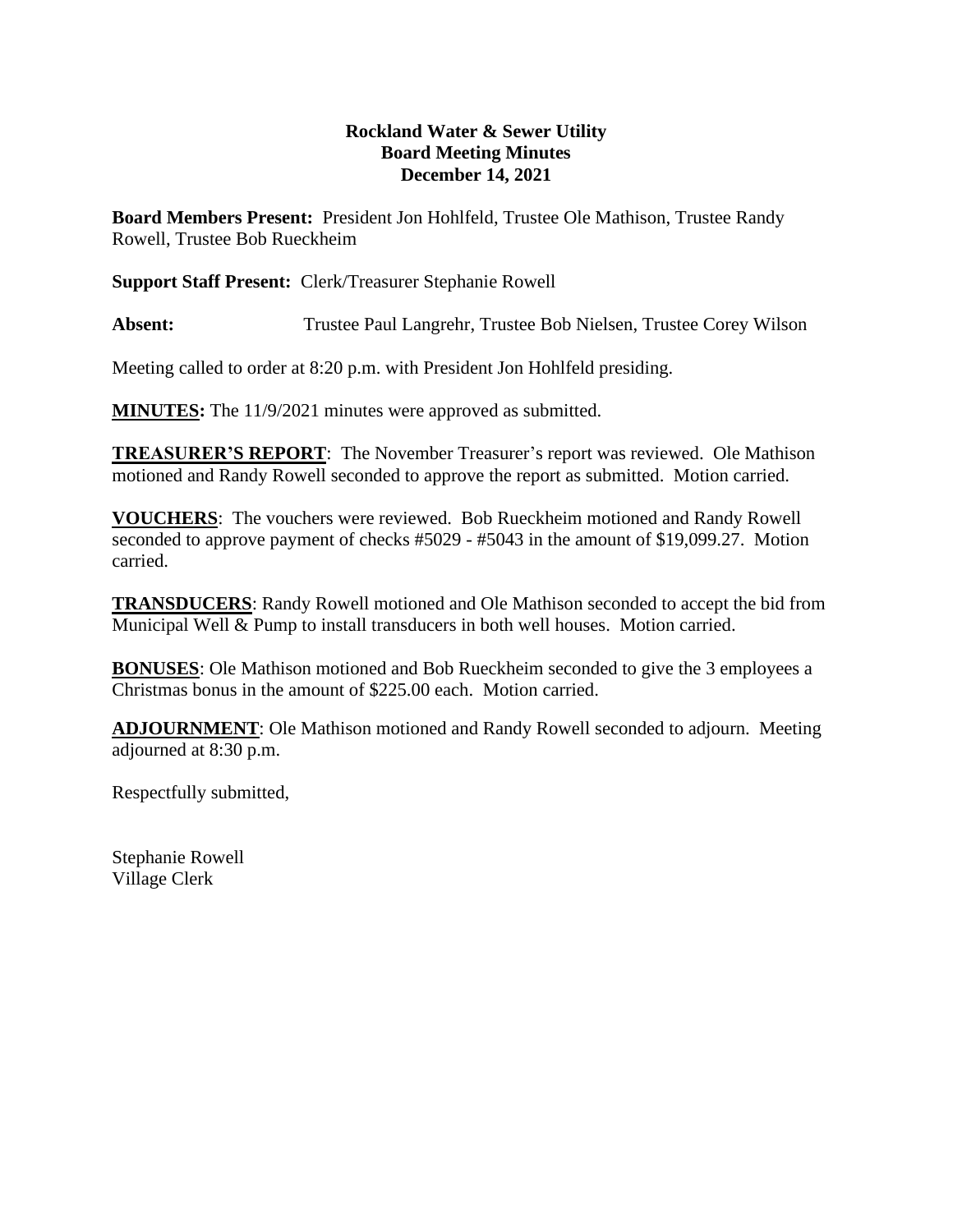**Rockland Water & Sewer Utility**
**Board Meeting Minutes**
**December 14, 2021**

**Board Members Present:** President Jon Hohlfeld, Trustee Ole Mathison, Trustee Randy Rowell, Trustee Bob Rueckheim

**Support Staff Present:** Clerk/Treasurer Stephanie Rowell

**Absent:** Trustee Paul Langrehr, Trustee Bob Nielsen, Trustee Corey Wilson

Meeting called to order at 8:20 p.m. with President Jon Hohlfeld presiding.

**MINUTES:** The 11/9/2021 minutes were approved as submitted.

**TREASURER'S REPORT**: The November Treasurer's report was reviewed. Ole Mathison motioned and Randy Rowell seconded to approve the report as submitted. Motion carried.

**VOUCHERS**: The vouchers were reviewed. Bob Rueckheim motioned and Randy Rowell seconded to approve payment of checks #5029 - #5043 in the amount of $19,099.27. Motion carried.

**TRANSDUCERS**: Randy Rowell motioned and Ole Mathison seconded to accept the bid from Municipal Well & Pump to install transducers in both well houses. Motion carried.

**BONUSES**: Ole Mathison motioned and Bob Rueckheim seconded to give the 3 employees a Christmas bonus in the amount of $225.00 each. Motion carried.

**ADJOURNMENT**: Ole Mathison motioned and Randy Rowell seconded to adjourn. Meeting adjourned at 8:30 p.m.

Respectfully submitted,

Stephanie Rowell
Village Clerk